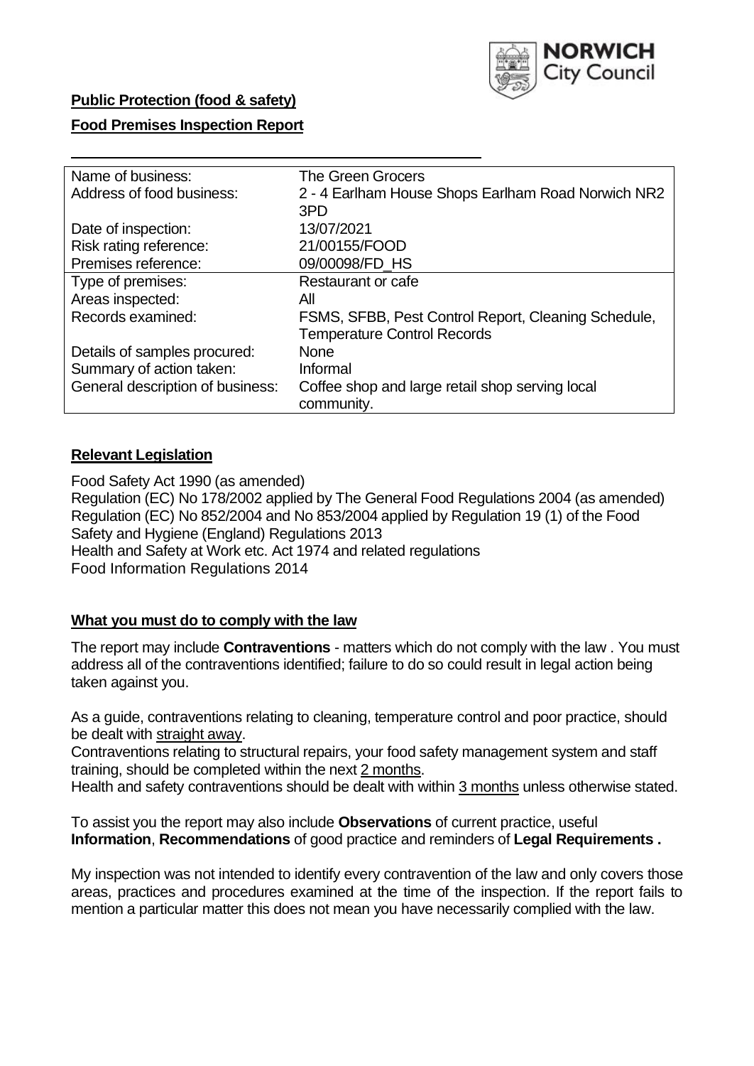**Public Protection (food & safety)**

**Food Premises Inspection Report**

| | |
|---|---|
| Name of business: | The Green Grocers |
| Address of food business: | 2 - 4 Earlham House Shops Earlham Road Norwich NR2 3PD |
| Date of inspection: | 13/07/2021 |
| Risk rating reference: | 21/00155/FOOD |
| Premises reference: | 09/00098/FD_HS |
| Type of premises: | Restaurant or cafe |
| Areas inspected: | All |
| Records examined: | FSMS, SFBB, Pest Control Report, Cleaning Schedule, Temperature Control Records |
| Details of samples procured: | None |
| Summary of action taken: | Informal |
| General description of business: | Coffee shop and large retail shop serving local community. |

## **Relevant Legislation**

Food Safety Act 1990 (as amended)
Regulation (EC) No 178/2002 applied by The General Food Regulations 2004 (as amended)
Regulation (EC) No 852/2004 and No 853/2004 applied by Regulation 19 (1) of the Food Safety and Hygiene (England) Regulations 2013
Health and Safety at Work etc. Act 1974 and related regulations
Food Information Regulations 2014

## **What you must do to comply with the law**

The report may include **Contraventions** - matters which do not comply with the law . You must address all of the contraventions identified; failure to do so could result in legal action being taken against you.

As a guide, contraventions relating to cleaning, temperature control and poor practice, should be dealt with straight away.

Contraventions relating to structural repairs, your food safety management system and staff training, should be completed within the next 2 months.

Health and safety contraventions should be dealt with within 3 months unless otherwise stated.

To assist you the report may also include **Observations** of current practice, useful **Information**, **Recommendations** of good practice and reminders of **Legal Requirements .**

My inspection was not intended to identify every contravention of the law and only covers those areas, practices and procedures examined at the time of the inspection. If the report fails to mention a particular matter this does not mean you have necessarily complied with the law.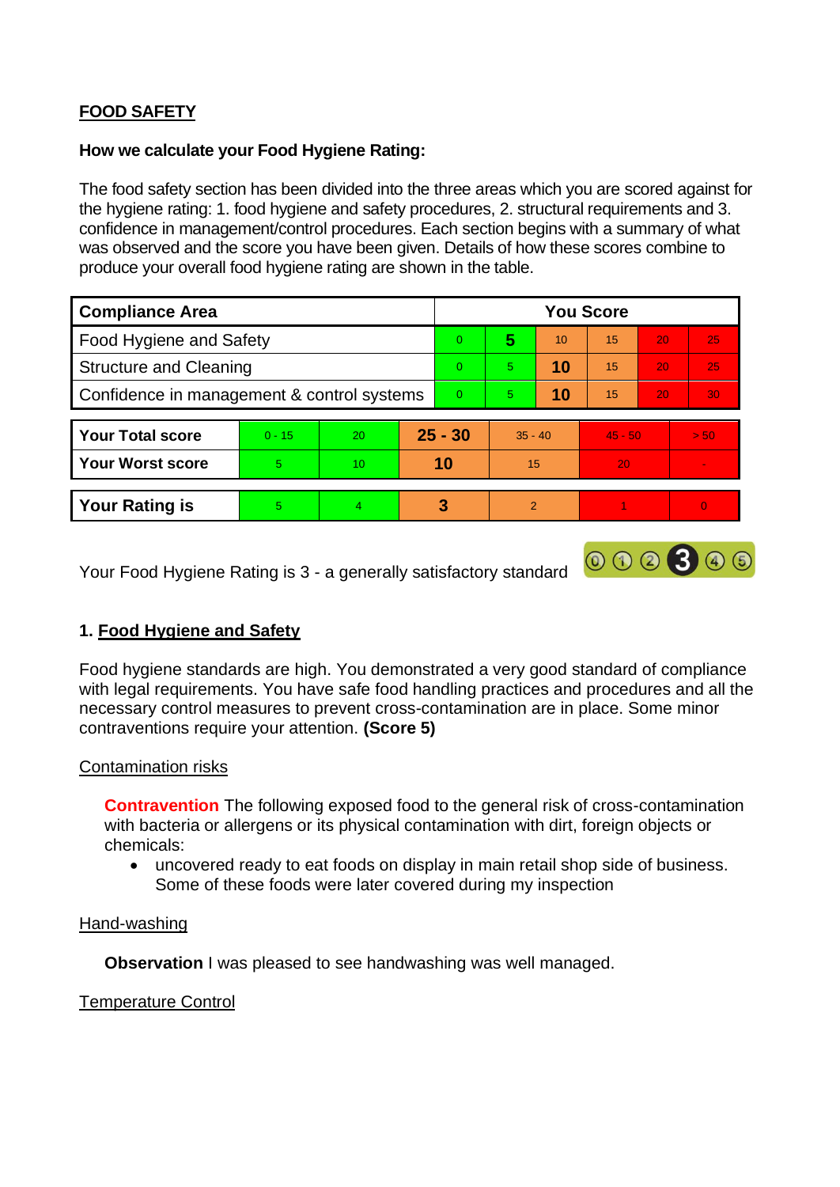## FOOD SAFETY

**How we calculate your Food Hygiene Rating:**

The food safety section has been divided into the three areas which you are scored against for the hygiene rating: 1. food hygiene and safety procedures, 2. structural requirements and 3. confidence in management/control procedures. Each section begins with a summary of what was observed and the score you have been given. Details of how these scores combine to produce your overall food hygiene rating are shown in the table.

| Compliance Area | You Score | | | | | |
|---|---|---|---|---|---|---|
| Food Hygiene and Safety | 0 | **5** | 10 | 15 | 20 | 25 |
| Structure and Cleaning | 0 | 5 | **10** | 15 | 20 | 25 |
| Confidence in management & control systems | 0 | 5 | **10** | 15 | 20 | 30 |

| | | | | | | |
|---|---|---|---|---|---|---|
| **Your Total score** | 0 - 15 | 20 | **25 - 30** | 35 - 40 | 45 - 50 | > 50 |
| **Your Worst score** | 5 | 10 | **10** | 15 | 20 | - |
| **Your Rating is** | 5 | 4 | **3** | 2 | 1 | 0 |

Your Food Hygiene Rating is 3 - a generally satisfactory standard

### 1. Food Hygiene and Safety

Food hygiene standards are high. You demonstrated a very good standard of compliance with legal requirements. You have safe food handling practices and procedures and all the necessary control measures to prevent cross-contamination are in place. Some minor contraventions require your attention. **(Score 5)**

Contamination risks

**Contravention** The following exposed food to the general risk of cross-contamination with bacteria or allergens or its physical contamination with dirt, foreign objects or chemicals:

- uncovered ready to eat foods on display in main retail shop side of business. Some of these foods were later covered during my inspection

Hand-washing

**Observation** I was pleased to see handwashing was well managed.

Temperature Control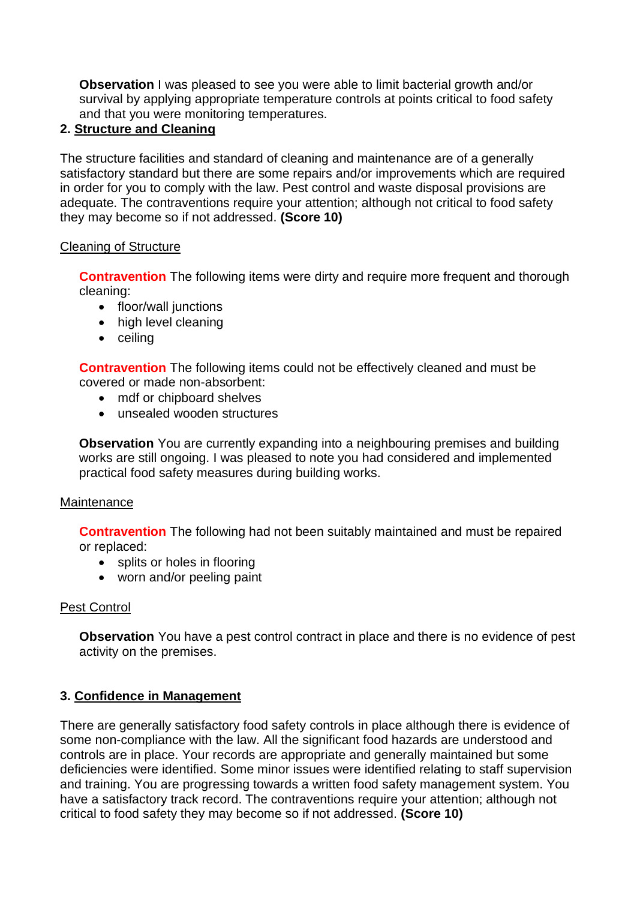**Observation** I was pleased to see you were able to limit bacterial growth and/or survival by applying appropriate temperature controls at points critical to food safety and that you were monitoring temperatures.

## 2. Structure and Cleaning

The structure facilities and standard of cleaning and maintenance are of a generally satisfactory standard but there are some repairs and/or improvements which are required in order for you to comply with the law. Pest control and waste disposal provisions are adequate. The contraventions require your attention; although not critical to food safety they may become so if not addressed. **(Score 10)**

### Cleaning of Structure

**Contravention** The following items were dirty and require more frequent and thorough cleaning:

- floor/wall junctions
- high level cleaning
- ceiling

**Contravention** The following items could not be effectively cleaned and must be covered or made non-absorbent:

- mdf or chipboard shelves
- unsealed wooden structures

**Observation** You are currently expanding into a neighbouring premises and building works are still ongoing. I was pleased to note you had considered and implemented practical food safety measures during building works.

### Maintenance

**Contravention** The following had not been suitably maintained and must be repaired or replaced:

- splits or holes in flooring
- worn and/or peeling paint

### Pest Control

**Observation** You have a pest control contract in place and there is no evidence of pest activity on the premises.

## 3. Confidence in Management

There are generally satisfactory food safety controls in place although there is evidence of some non-compliance with the law. All the significant food hazards are understood and controls are in place. Your records are appropriate and generally maintained but some deficiencies were identified. Some minor issues were identified relating to staff supervision and training. You are progressing towards a written food safety management system. You have a satisfactory track record. The contraventions require your attention; although not critical to food safety they may become so if not addressed. **(Score 10)**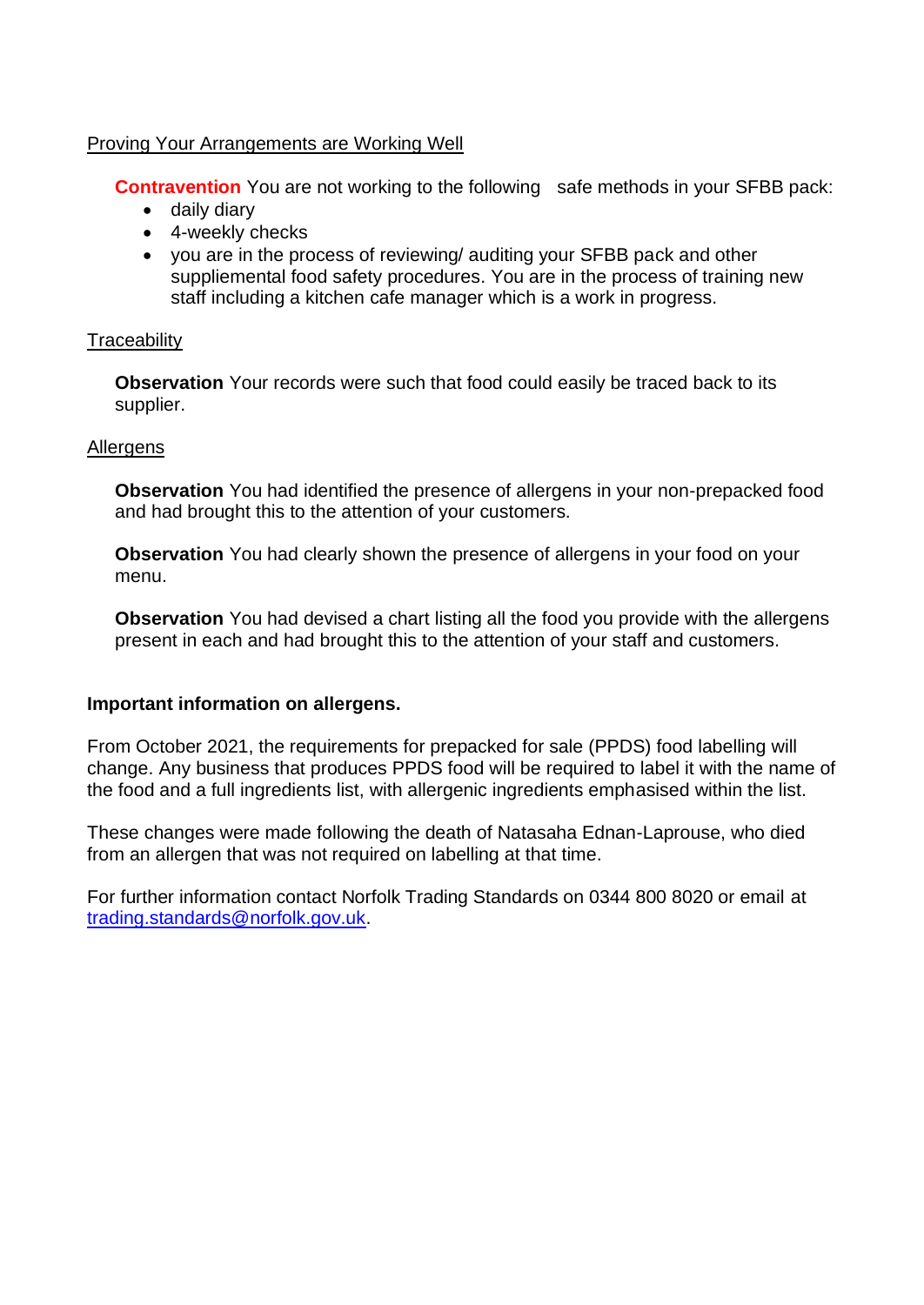Proving Your Arrangements are Working Well

**Contravention** You are not working to the following safe methods in your SFBB pack:

- daily diary
- 4-weekly checks
- you are in the process of reviewing/ auditing your SFBB pack and other supplimental food safety procedures. You are in the process of training new staff including a kitchen cafe manager which is a work in progress.

Traceability

**Observation** Your records were such that food could easily be traced back to its supplier.

Allergens

**Observation** You had identified the presence of allergens in your non-prepacked food and had brought this to the attention of your customers.

**Observation** You had clearly shown the presence of allergens in your food on your menu.

**Observation** You had devised a chart listing all the food you provide with the allergens present in each and had brought this to the attention of your staff and customers.

**Important information on allergens.**

From October 2021, the requirements for prepacked for sale (PPDS) food labelling will change. Any business that produces PPDS food will be required to label it with the name of the food and a full ingredients list, with allergenic ingredients emphasised within the list.

These changes were made following the death of Natasaha Ednan-Laprouse, who died from an allergen that was not required on labelling at that time.

For further information contact Norfolk Trading Standards on 0344 800 8020 or email at trading.standards@norfolk.gov.uk.